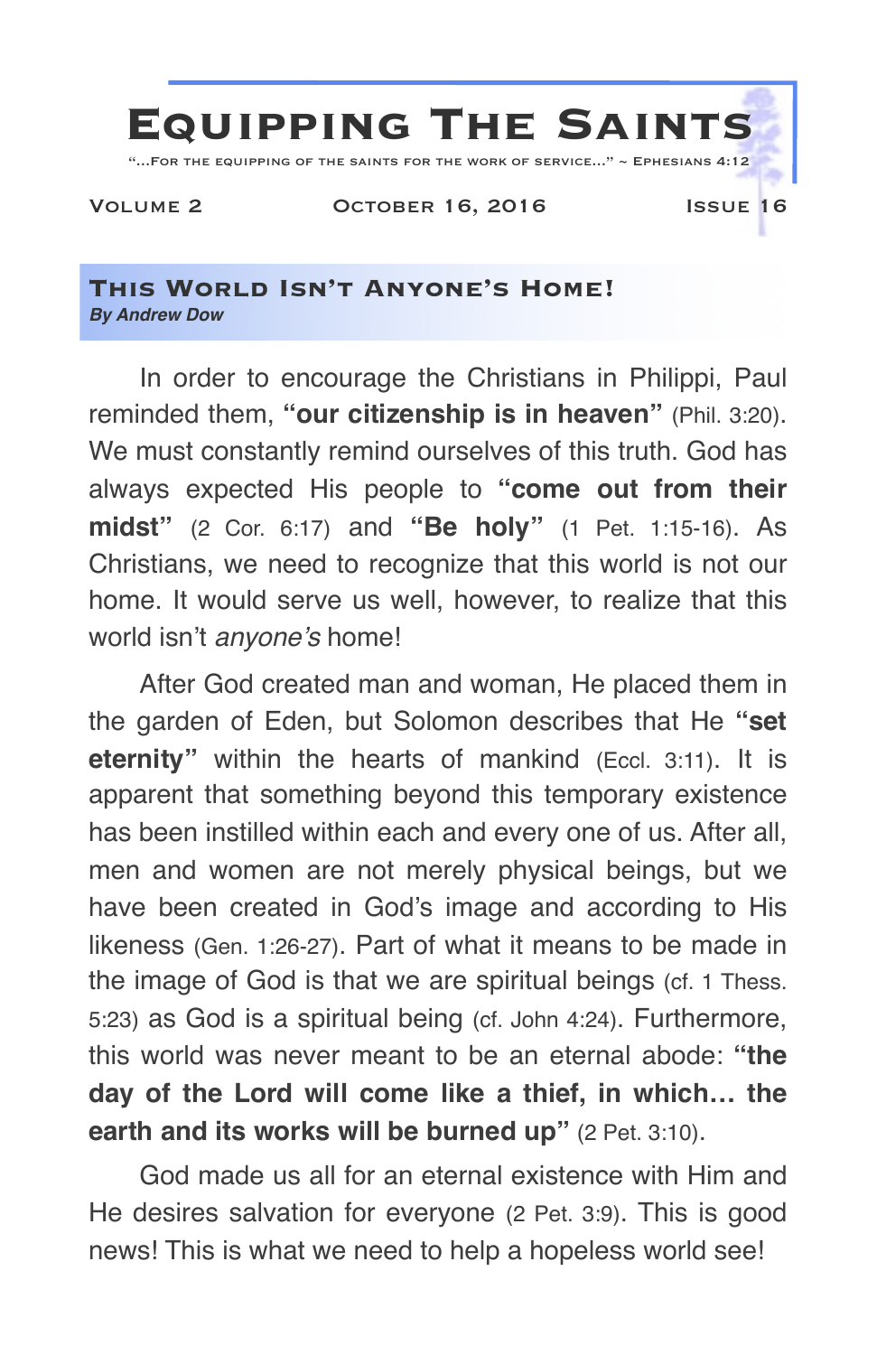# Equipping The Saints

"...For the equipping of the saints for the work of service..." ~ Ephesians 4:12

Volume 2 October 16, 2016 Issue 16

## This World Isn't Anyone's Home!

***By Andrew Dow***

In order to encourage the Christians in Philippi, Paul reminded them, **"our citizenship is in heaven"** (Phil. 3:20). We must constantly remind ourselves of this truth. God has always expected His people to **"come out from their midst"** (2 Cor. 6:17) and **"Be holy"** (1 Pet. 1:15-16). As Christians, we need to recognize that this world is not our home. It would serve us well, however, to realize that this world isn't *anyone's* home!

After God created man and woman, He placed them in the garden of Eden, but Solomon describes that He **"set eternity"** within the hearts of mankind (Eccl. 3:11). It is apparent that something beyond this temporary existence has been instilled within each and every one of us. After all, men and women are not merely physical beings, but we have been created in God's image and according to His likeness (Gen. 1:26-27). Part of what it means to be made in the image of God is that we are spiritual beings (cf. 1 Thess. 5:23) as God is a spiritual being (cf. John 4:24). Furthermore, this world was never meant to be an eternal abode: **"the day of the Lord will come like a thief, in which… the earth and its works will be burned up"** (2 Pet. 3:10).

God made us all for an eternal existence with Him and He desires salvation for everyone (2 Pet. 3:9). This is good news! This is what we need to help a hopeless world see!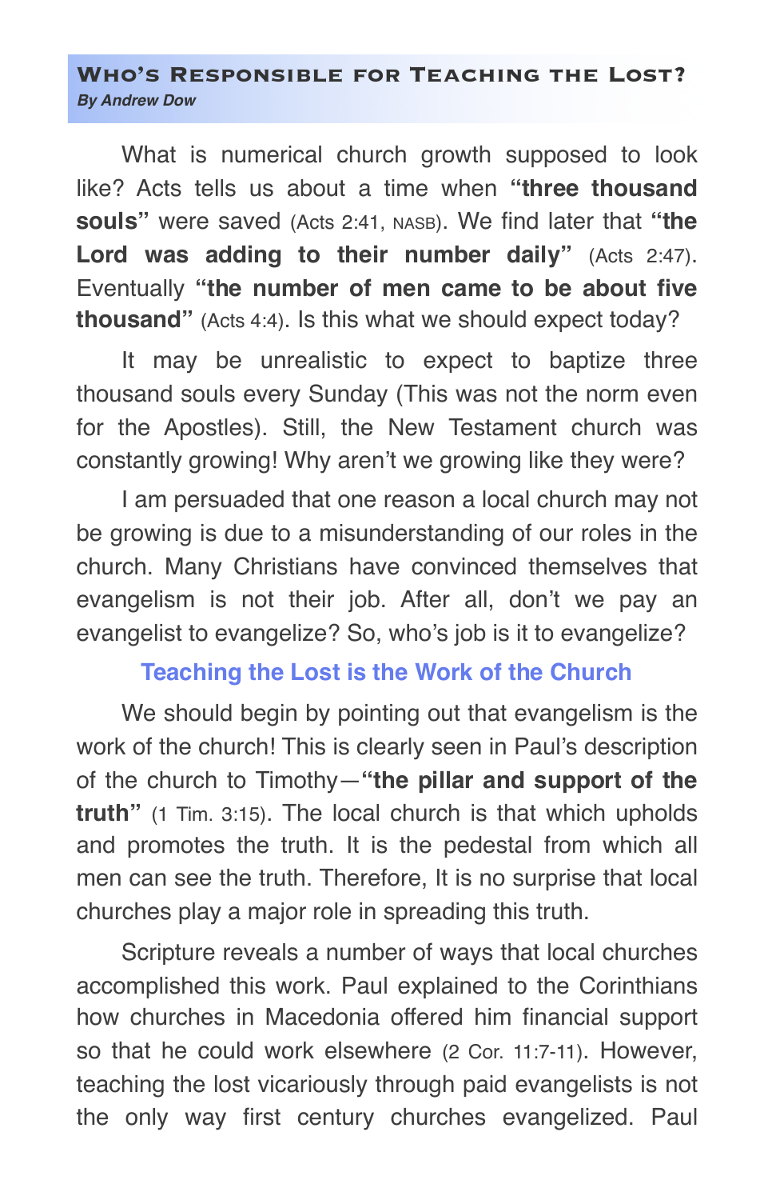## Who's Responsible for Teaching the Lost?

***By Andrew Dow***

What is numerical church growth supposed to look like? Acts tells us about a time when **"three thousand souls"** were saved (Acts 2:41, NASB). We find later that **"the Lord was adding to their number daily"** (Acts 2:47). Eventually **"the number of men came to be about five thousand"** (Acts 4:4). Is this what we should expect today?

It may be unrealistic to expect to baptize three thousand souls every Sunday (This was not the norm even for the Apostles). Still, the New Testament church was constantly growing! Why aren't we growing like they were?

I am persuaded that one reason a local church may not be growing is due to a misunderstanding of our roles in the church. Many Christians have convinced themselves that evangelism is not their job. After all, don't we pay an evangelist to evangelize? So, who's job is it to evangelize?

### Teaching the Lost is the Work of the Church

We should begin by pointing out that evangelism is the work of the church! This is clearly seen in Paul's description of the church to Timothy—**"the pillar and support of the truth"** (1 Tim. 3:15). The local church is that which upholds and promotes the truth. It is the pedestal from which all men can see the truth. Therefore, It is no surprise that local churches play a major role in spreading this truth.

Scripture reveals a number of ways that local churches accomplished this work. Paul explained to the Corinthians how churches in Macedonia offered him financial support so that he could work elsewhere (2 Cor. 11:7-11). However, teaching the lost vicariously through paid evangelists is not the only way first century churches evangelized. Paul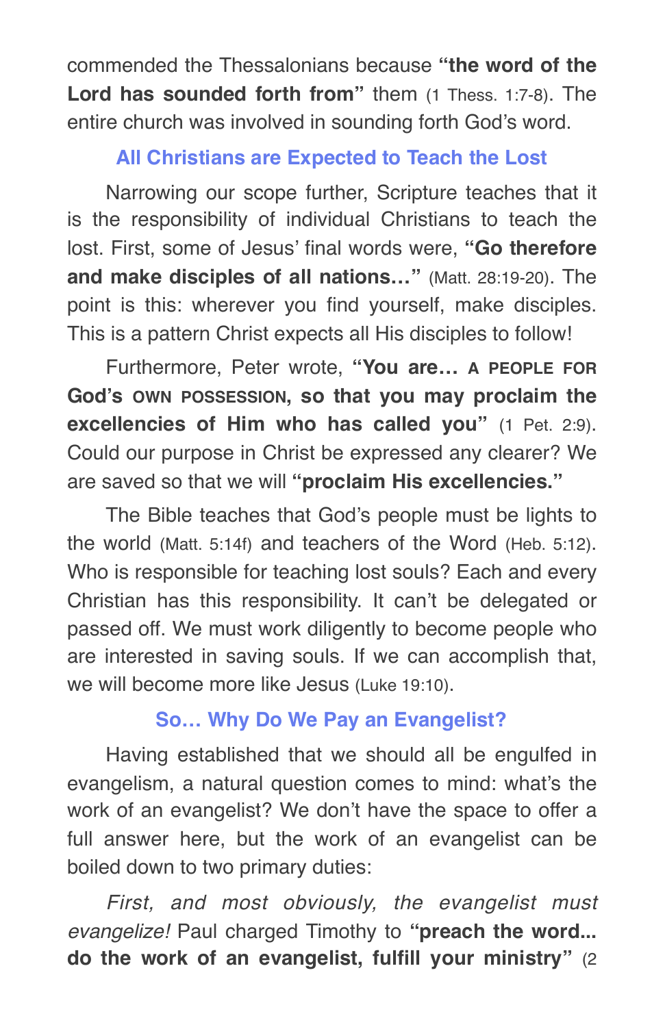commended the Thessalonians because **"the word of the Lord has sounded forth from"** them (1 Thess. 1:7-8). The entire church was involved in sounding forth God's word.

## All Christians are Expected to Teach the Lost

Narrowing our scope further, Scripture teaches that it is the responsibility of individual Christians to teach the lost. First, some of Jesus' final words were, **"Go therefore and make disciples of all nations…"** (Matt. 28:19-20). The point is this: wherever you find yourself, make disciples. This is a pattern Christ expects all His disciples to follow!

Furthermore, Peter wrote, **"You are… A PEOPLE FOR God's OWN POSSESSION, so that you may proclaim the excellencies of Him who has called you"** (1 Pet. 2:9). Could our purpose in Christ be expressed any clearer? We are saved so that we will **"proclaim His excellencies."**

The Bible teaches that God's people must be lights to the world (Matt. 5:14f) and teachers of the Word (Heb. 5:12). Who is responsible for teaching lost souls? Each and every Christian has this responsibility. It can't be delegated or passed off. We must work diligently to become people who are interested in saving souls. If we can accomplish that, we will become more like Jesus (Luke 19:10).

## So… Why Do We Pay an Evangelist?

Having established that we should all be engulfed in evangelism, a natural question comes to mind: what's the work of an evangelist? We don't have the space to offer a full answer here, but the work of an evangelist can be boiled down to two primary duties:

*First, and most obviously, the evangelist must evangelize!* Paul charged Timothy to **"preach the word... do the work of an evangelist, fulfill your ministry"** (2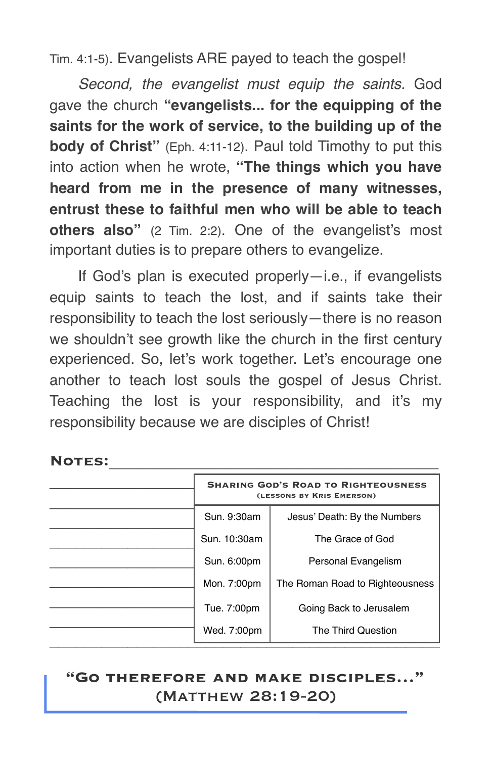Tim. 4:1-5). Evangelists ARE payed to teach the gospel!

*Second, the evangelist must equip the saints.* God gave the church **"evangelists... for the equipping of the saints for the work of service, to the building up of the body of Christ"** (Eph. 4:11-12). Paul told Timothy to put this into action when he wrote, **"The things which you have heard from me in the presence of many witnesses, entrust these to faithful men who will be able to teach others also"** (2 Tim. 2:2). One of the evangelist's most important duties is to prepare others to evangelize.

If God's plan is executed properly—i.e., if evangelists equip saints to teach the lost, and if saints take their responsibility to teach the lost seriously—there is no reason we shouldn't see growth like the church in the first century experienced. So, let's work together. Let's encourage one another to teach lost souls the gospel of Jesus Christ. Teaching the lost is your responsibility, and it's my responsibility because we are disciples of Christ!

**NOTES:**

| Sharing God's Road to Righteousness (Lessons by Kris Emerson) | |
|---|---|
| Sun. 9:30am | Jesus' Death: By the Numbers |
| Sun. 10:30am | The Grace of God |
| Sun. 6:00pm | Personal Evangelism |
| Mon. 7:00pm | The Roman Road to Righteousness |
| Tue. 7:00pm | Going Back to Jerusalem |
| Wed. 7:00pm | The Third Question |

**"Go therefore and make disciples..."**
**(Matthew 28:19-20)**